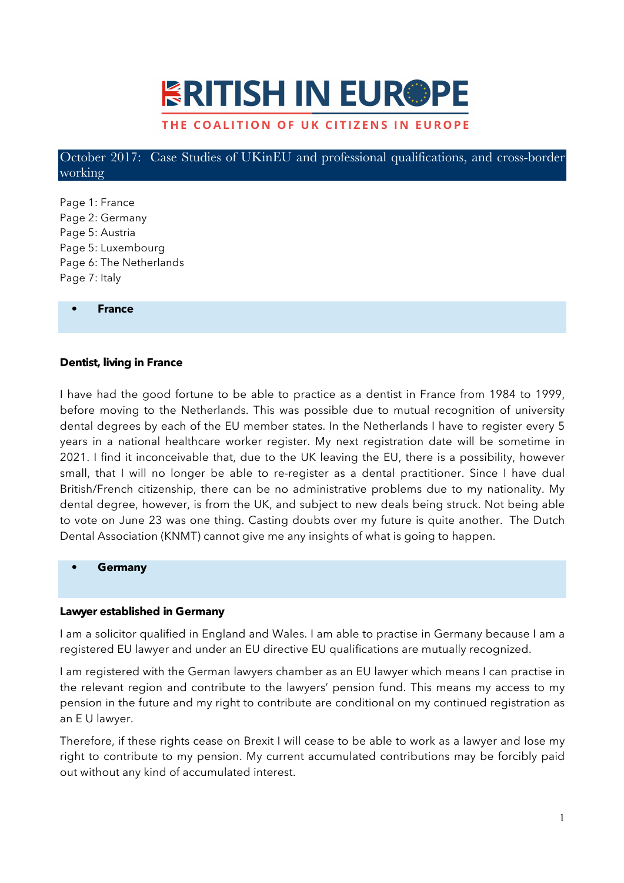# BRITISH IN EUROPE

**THE COALITION OF UK CITIZENS IN EUROPE**

## October 2017: Case Studies of UKinEU and professional qualifications, and cross-border working

Page 1: France
Page 2: Germany
Page 5: Austria
Page 5: Luxembourg
Page 6: The Netherlands
Page 7: Italy

## • France

### Dentist, living in France

I have had the good fortune to be able to practice as a dentist in France from 1984 to 1999, before moving to the Netherlands. This was possible due to mutual recognition of university dental degrees by each of the EU member states. In the Netherlands I have to register every 5 years in a national healthcare worker register. My next registration date will be sometime in 2021. I find it inconceivable that, due to the UK leaving the EU, there is a possibility, however small, that I will no longer be able to re-register as a dental practitioner. Since I have dual British/French citizenship, there can be no administrative problems due to my nationality. My dental degree, however, is from the UK, and subject to new deals being struck. Not being able to vote on June 23 was one thing. Casting doubts over my future is quite another. The Dutch Dental Association (KNMT) cannot give me any insights of what is going to happen.

## • Germany

### Lawyer established in Germany

I am a solicitor qualified in England and Wales. I am able to practise in Germany because I am a registered EU lawyer and under an EU directive EU qualifications are mutually recognized.

I am registered with the German lawyers chamber as an EU lawyer which means I can practise in the relevant region and contribute to the lawyers' pension fund. This means my access to my pension in the future and my right to contribute are conditional on my continued registration as an E U lawyer.

Therefore, if these rights cease on Brexit I will cease to be able to work as a lawyer and lose my right to contribute to my pension. My current accumulated contributions may be forcibly paid out without any kind of accumulated interest.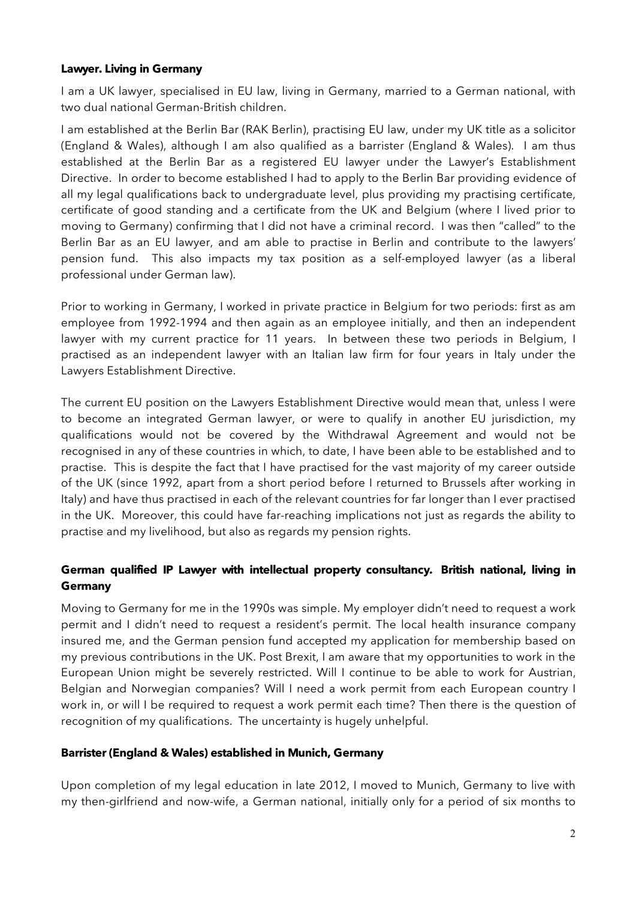**Lawyer. Living in Germany**

I am a UK lawyer, specialised in EU law, living in Germany, married to a German national, with two dual national German-British children.

I am established at the Berlin Bar (RAK Berlin), practising EU law, under my UK title as a solicitor (England & Wales), although I am also qualified as a barrister (England & Wales). I am thus established at the Berlin Bar as a registered EU lawyer under the Lawyer's Establishment Directive. In order to become established I had to apply to the Berlin Bar providing evidence of all my legal qualifications back to undergraduate level, plus providing my practising certificate, certificate of good standing and a certificate from the UK and Belgium (where I lived prior to moving to Germany) confirming that I did not have a criminal record. I was then "called" to the Berlin Bar as an EU lawyer, and am able to practise in Berlin and contribute to the lawyers' pension fund. This also impacts my tax position as a self-employed lawyer (as a liberal professional under German law).

Prior to working in Germany, I worked in private practice in Belgium for two periods: first as am employee from 1992-1994 and then again as an employee initially, and then an independent lawyer with my current practice for 11 years. In between these two periods in Belgium, I practised as an independent lawyer with an Italian law firm for four years in Italy under the Lawyers Establishment Directive.

The current EU position on the Lawyers Establishment Directive would mean that, unless I were to become an integrated German lawyer, or were to qualify in another EU jurisdiction, my qualifications would not be covered by the Withdrawal Agreement and would not be recognised in any of these countries in which, to date, I have been able to be established and to practise. This is despite the fact that I have practised for the vast majority of my career outside of the UK (since 1992, apart from a short period before I returned to Brussels after working in Italy) and have thus practised in each of the relevant countries for far longer than I ever practised in the UK. Moreover, this could have far-reaching implications not just as regards the ability to practise and my livelihood, but also as regards my pension rights.

**German qualified IP Lawyer with intellectual property consultancy. British national, living in Germany**

Moving to Germany for me in the 1990s was simple. My employer didn't need to request a work permit and I didn't need to request a resident's permit. The local health insurance company insured me, and the German pension fund accepted my application for membership based on my previous contributions in the UK. Post Brexit, I am aware that my opportunities to work in the European Union might be severely restricted. Will I continue to be able to work for Austrian, Belgian and Norwegian companies? Will I need a work permit from each European country I work in, or will I be required to request a work permit each time? Then there is the question of recognition of my qualifications. The uncertainty is hugely unhelpful.

**Barrister (England & Wales) established in Munich, Germany**

Upon completion of my legal education in late 2012, I moved to Munich, Germany to live with my then-girlfriend and now-wife, a German national, initially only for a period of six months to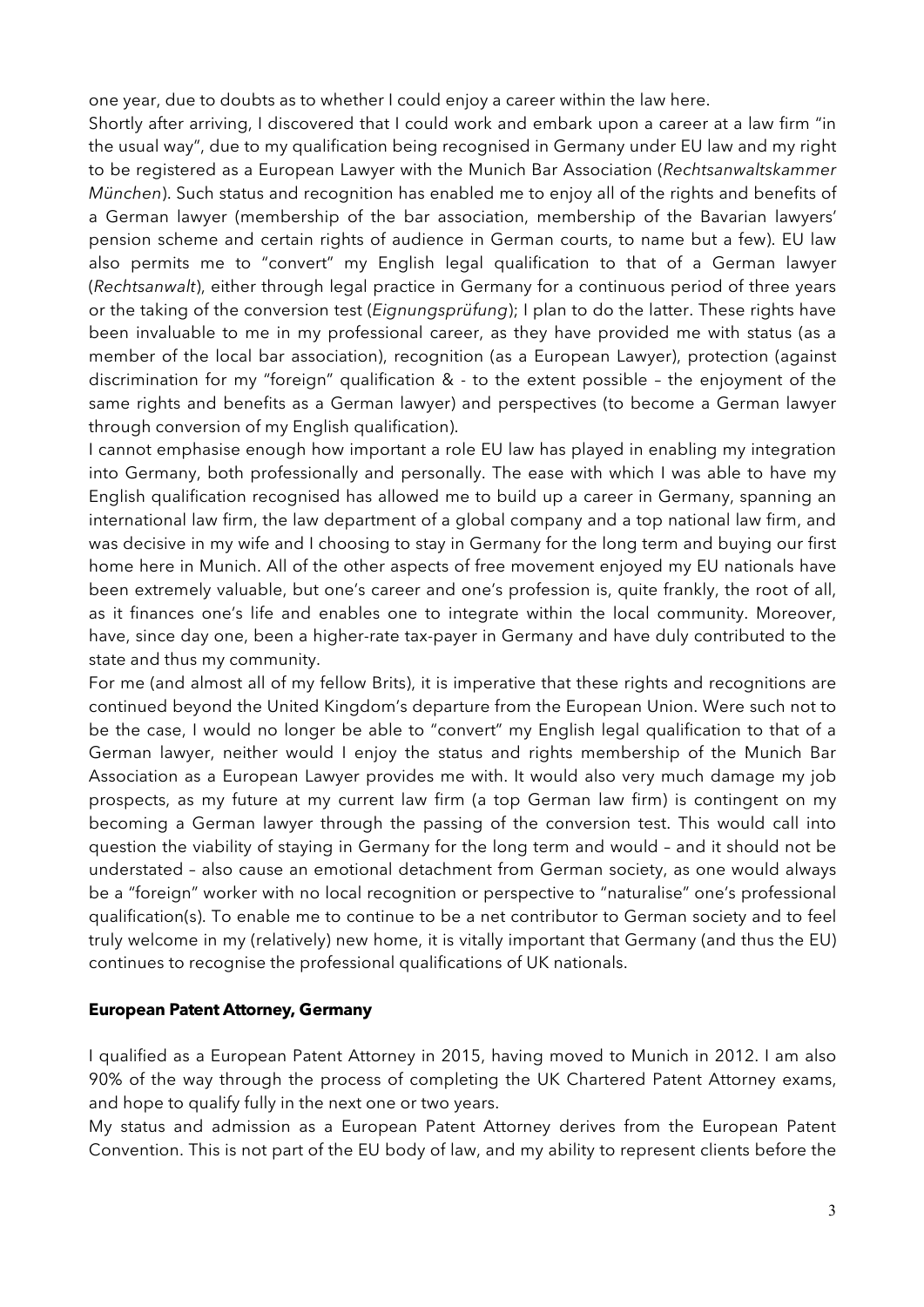one year, due to doubts as to whether I could enjoy a career within the law here.

Shortly after arriving, I discovered that I could work and embark upon a career at a law firm "in the usual way", due to my qualification being recognised in Germany under EU law and my right to be registered as a European Lawyer with the Munich Bar Association (*Rechtsanwaltskammer München*). Such status and recognition has enabled me to enjoy all of the rights and benefits of a German lawyer (membership of the bar association, membership of the Bavarian lawyers' pension scheme and certain rights of audience in German courts, to name but a few). EU law also permits me to "convert" my English legal qualification to that of a German lawyer (*Rechtsanwalt*), either through legal practice in Germany for a continuous period of three years or the taking of the conversion test (*Eignungsprüfung*); I plan to do the latter. These rights have been invaluable to me in my professional career, as they have provided me with status (as a member of the local bar association), recognition (as a European Lawyer), protection (against discrimination for my "foreign" qualification & - to the extent possible – the enjoyment of the same rights and benefits as a German lawyer) and perspectives (to become a German lawyer through conversion of my English qualification).

I cannot emphasise enough how important a role EU law has played in enabling my integration into Germany, both professionally and personally. The ease with which I was able to have my English qualification recognised has allowed me to build up a career in Germany, spanning an international law firm, the law department of a global company and a top national law firm, and was decisive in my wife and I choosing to stay in Germany for the long term and buying our first home here in Munich. All of the other aspects of free movement enjoyed my EU nationals have been extremely valuable, but one's career and one's profession is, quite frankly, the root of all, as it finances one's life and enables one to integrate within the local community. Moreover, have, since day one, been a higher-rate tax-payer in Germany and have duly contributed to the state and thus my community.

For me (and almost all of my fellow Brits), it is imperative that these rights and recognitions are continued beyond the United Kingdom's departure from the European Union. Were such not to be the case, I would no longer be able to "convert" my English legal qualification to that of a German lawyer, neither would I enjoy the status and rights membership of the Munich Bar Association as a European Lawyer provides me with. It would also very much damage my job prospects, as my future at my current law firm (a top German law firm) is contingent on my becoming a German lawyer through the passing of the conversion test. This would call into question the viability of staying in Germany for the long term and would – and it should not be understated – also cause an emotional detachment from German society, as one would always be a "foreign" worker with no local recognition or perspective to "naturalise" one's professional qualification(s). To enable me to continue to be a net contributor to German society and to feel truly welcome in my (relatively) new home, it is vitally important that Germany (and thus the EU) continues to recognise the professional qualifications of UK nationals.

**European Patent Attorney, Germany**

I qualified as a European Patent Attorney in 2015, having moved to Munich in 2012. I am also 90% of the way through the process of completing the UK Chartered Patent Attorney exams, and hope to qualify fully in the next one or two years.

My status and admission as a European Patent Attorney derives from the European Patent Convention. This is not part of the EU body of law, and my ability to represent clients before the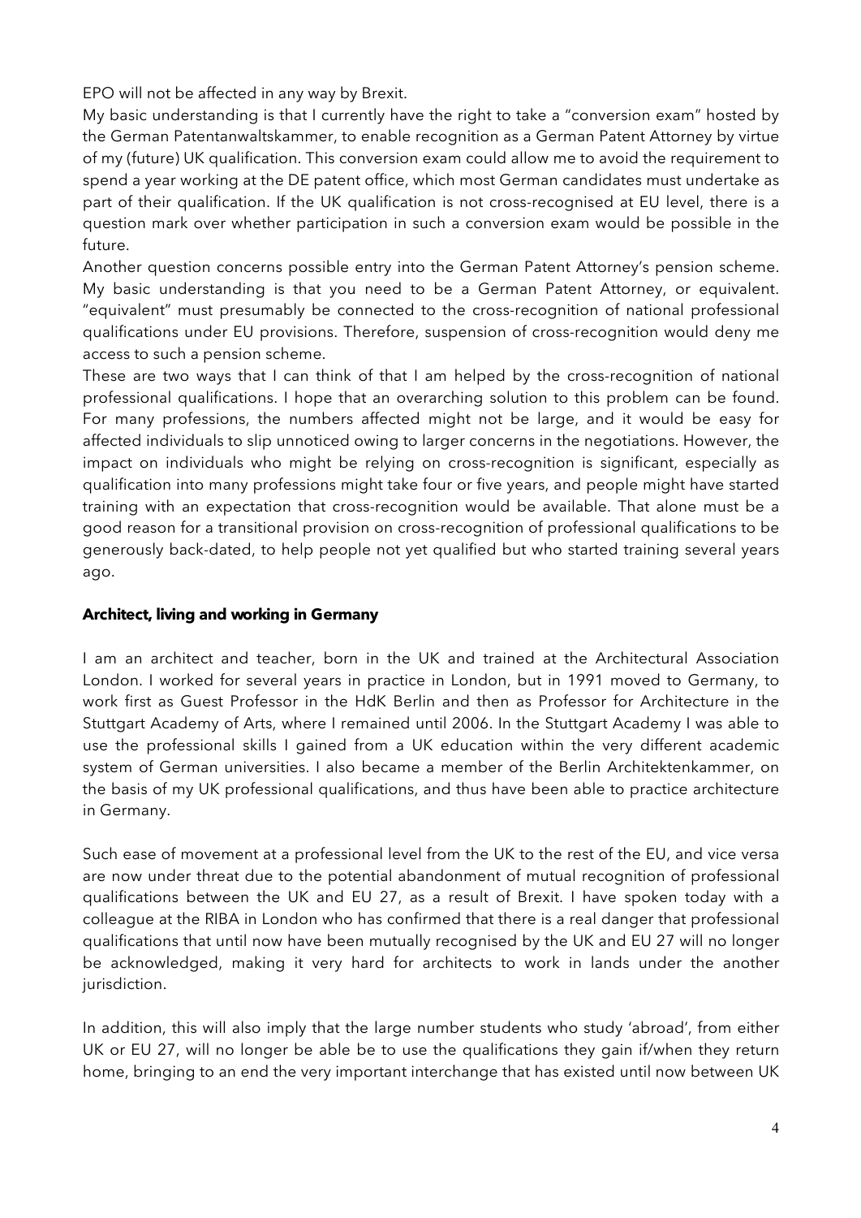EPO will not be affected in any way by Brexit.

My basic understanding is that I currently have the right to take a "conversion exam" hosted by the German Patentanwaltskammer, to enable recognition as a German Patent Attorney by virtue of my (future) UK qualification. This conversion exam could allow me to avoid the requirement to spend a year working at the DE patent office, which most German candidates must undertake as part of their qualification. If the UK qualification is not cross-recognised at EU level, there is a question mark over whether participation in such a conversion exam would be possible in the future.

Another question concerns possible entry into the German Patent Attorney's pension scheme. My basic understanding is that you need to be a German Patent Attorney, or equivalent. "equivalent" must presumably be connected to the cross-recognition of national professional qualifications under EU provisions. Therefore, suspension of cross-recognition would deny me access to such a pension scheme.

These are two ways that I can think of that I am helped by the cross-recognition of national professional qualifications. I hope that an overarching solution to this problem can be found. For many professions, the numbers affected might not be large, and it would be easy for affected individuals to slip unnoticed owing to larger concerns in the negotiations. However, the impact on individuals who might be relying on cross-recognition is significant, especially as qualification into many professions might take four or five years, and people might have started training with an expectation that cross-recognition would be available. That alone must be a good reason for a transitional provision on cross-recognition of professional qualifications to be generously back-dated, to help people not yet qualified but who started training several years ago.

**Architect, living and working in Germany**

I am an architect and teacher, born in the UK and trained at the Architectural Association London. I worked for several years in practice in London, but in 1991 moved to Germany, to work first as Guest Professor in the HdK Berlin and then as Professor for Architecture in the Stuttgart Academy of Arts, where I remained until 2006. In the Stuttgart Academy I was able to use the professional skills I gained from a UK education within the very different academic system of German universities. I also became a member of the Berlin Architektenkammer, on the basis of my UK professional qualifications, and thus have been able to practice architecture in Germany.

Such ease of movement at a professional level from the UK to the rest of the EU, and vice versa are now under threat due to the potential abandonment of mutual recognition of professional qualifications between the UK and EU 27, as a result of Brexit. I have spoken today with a colleague at the RIBA in London who has confirmed that there is a real danger that professional qualifications that until now have been mutually recognised by the UK and EU 27 will no longer be acknowledged, making it very hard for architects to work in lands under the another jurisdiction.

In addition, this will also imply that the large number students who study 'abroad', from either UK or EU 27, will no longer be able be to use the qualifications they gain if/when they return home, bringing to an end the very important interchange that has existed until now between UK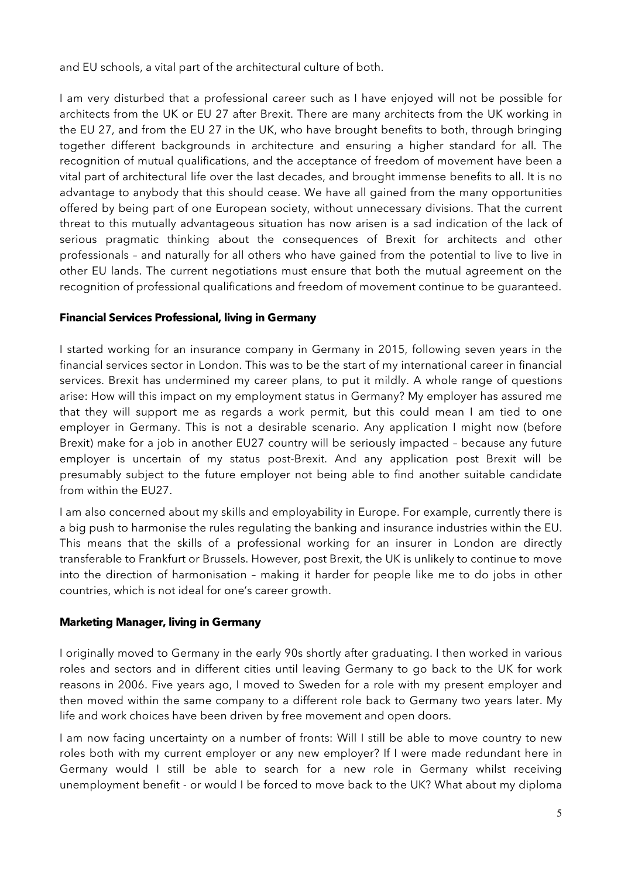and EU schools, a vital part of the architectural culture of both.

I am very disturbed that a professional career such as I have enjoyed will not be possible for architects from the UK or EU 27 after Brexit. There are many architects from the UK working in the EU 27, and from the EU 27 in the UK, who have brought benefits to both, through bringing together different backgrounds in architecture and ensuring a higher standard for all. The recognition of mutual qualifications, and the acceptance of freedom of movement have been a vital part of architectural life over the last decades, and brought immense benefits to all. It is no advantage to anybody that this should cease. We have all gained from the many opportunities offered by being part of one European society, without unnecessary divisions. That the current threat to this mutually advantageous situation has now arisen is a sad indication of the lack of serious pragmatic thinking about the consequences of Brexit for architects and other professionals – and naturally for all others who have gained from the potential to live to live in other EU lands. The current negotiations must ensure that both the mutual agreement on the recognition of professional qualifications and freedom of movement continue to be guaranteed.

**Financial Services Professional, living in Germany**

I started working for an insurance company in Germany in 2015, following seven years in the financial services sector in London. This was to be the start of my international career in financial services. Brexit has undermined my career plans, to put it mildly. A whole range of questions arise: How will this impact on my employment status in Germany? My employer has assured me that they will support me as regards a work permit, but this could mean I am tied to one employer in Germany. This is not a desirable scenario. Any application I might now (before Brexit) make for a job in another EU27 country will be seriously impacted – because any future employer is uncertain of my status post-Brexit. And any application post Brexit will be presumably subject to the future employer not being able to find another suitable candidate from within the EU27.

I am also concerned about my skills and employability in Europe. For example, currently there is a big push to harmonise the rules regulating the banking and insurance industries within the EU. This means that the skills of a professional working for an insurer in London are directly transferable to Frankfurt or Brussels. However, post Brexit, the UK is unlikely to continue to move into the direction of harmonisation – making it harder for people like me to do jobs in other countries, which is not ideal for one's career growth.

**Marketing Manager, living in Germany**

I originally moved to Germany in the early 90s shortly after graduating. I then worked in various roles and sectors and in different cities until leaving Germany to go back to the UK for work reasons in 2006. Five years ago, I moved to Sweden for a role with my present employer and then moved within the same company to a different role back to Germany two years later. My life and work choices have been driven by free movement and open doors.

I am now facing uncertainty on a number of fronts: Will I still be able to move country to new roles both with my current employer or any new employer? If I were made redundant here in Germany would I still be able to search for a new role in Germany whilst receiving unemployment benefit - or would I be forced to move back to the UK? What about my diploma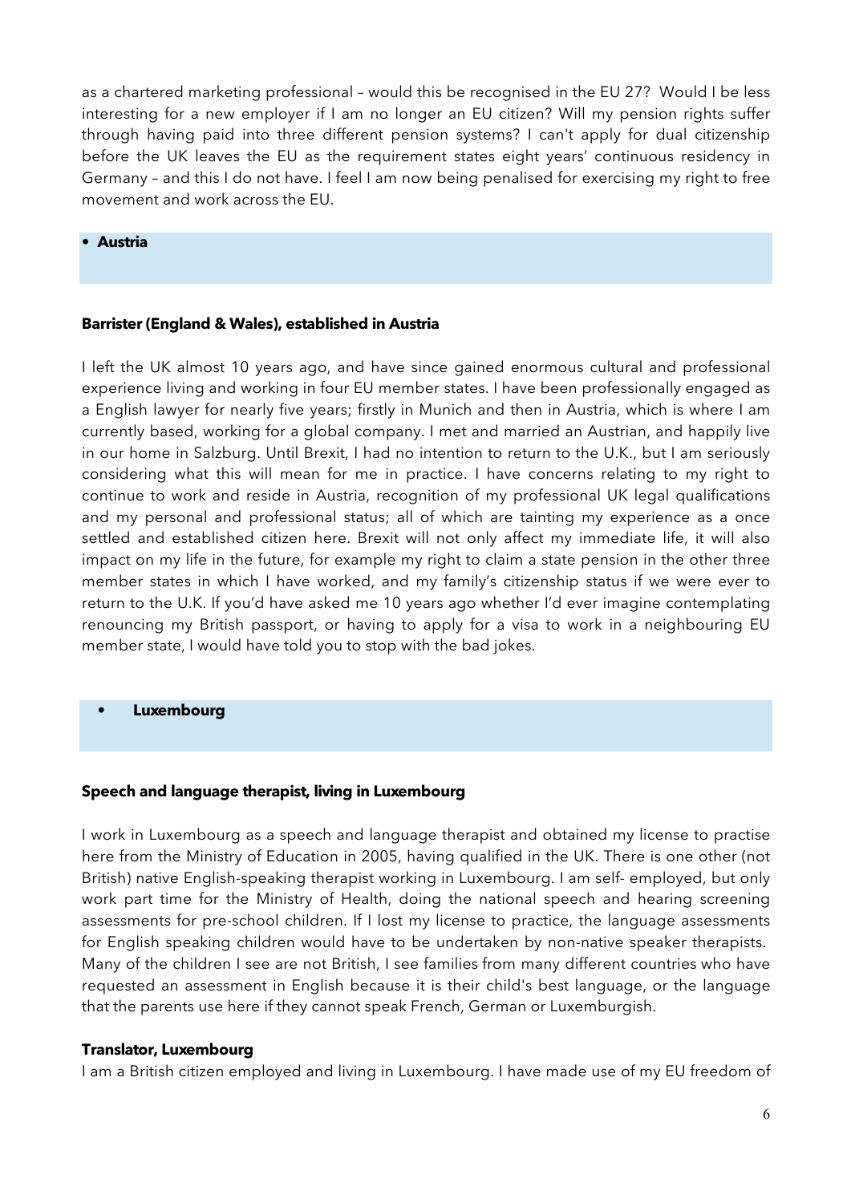as a chartered marketing professional – would this be recognised in the EU 27? Would I be less interesting for a new employer if I am no longer an EU citizen? Will my pension rights suffer through having paid into three different pension systems? I can't apply for dual citizenship before the UK leaves the EU as the requirement states eight years' continuous residency in Germany – and this I do not have. I feel I am now being penalised for exercising my right to free movement and work across the EU.

## • Austria

### Barrister (England & Wales), established in Austria

I left the UK almost 10 years ago, and have since gained enormous cultural and professional experience living and working in four EU member states. I have been professionally engaged as a English lawyer for nearly five years; firstly in Munich and then in Austria, which is where I am currently based, working for a global company. I met and married an Austrian, and happily live in our home in Salzburg. Until Brexit, I had no intention to return to the U.K., but I am seriously considering what this will mean for me in practice. I have concerns relating to my right to continue to work and reside in Austria, recognition of my professional UK legal qualifications and my personal and professional status; all of which are tainting my experience as a once settled and established citizen here. Brexit will not only affect my immediate life, it will also impact on my life in the future, for example my right to claim a state pension in the other three member states in which I have worked, and my family's citizenship status if we were ever to return to the U.K. If you'd have asked me 10 years ago whether I'd ever imagine contemplating renouncing my British passport, or having to apply for a visa to work in a neighbouring EU member state, I would have told you to stop with the bad jokes.

## • Luxembourg

### Speech and language therapist, living in Luxembourg

I work in Luxembourg as a speech and language therapist and obtained my license to practise here from the Ministry of Education in 2005, having qualified in the UK. There is one other (not British) native English-speaking therapist working in Luxembourg. I am self- employed, but only work part time for the Ministry of Health, doing the national speech and hearing screening assessments for pre-school children. If I lost my license to practice, the language assessments for English speaking children would have to be undertaken by non-native speaker therapists. Many of the children I see are not British, I see families from many different countries who have requested an assessment in English because it is their child's best language, or the language that the parents use here if they cannot speak French, German or Luxemburgish.

### Translator, Luxembourg

I am a British citizen employed and living in Luxembourg. I have made use of my EU freedom of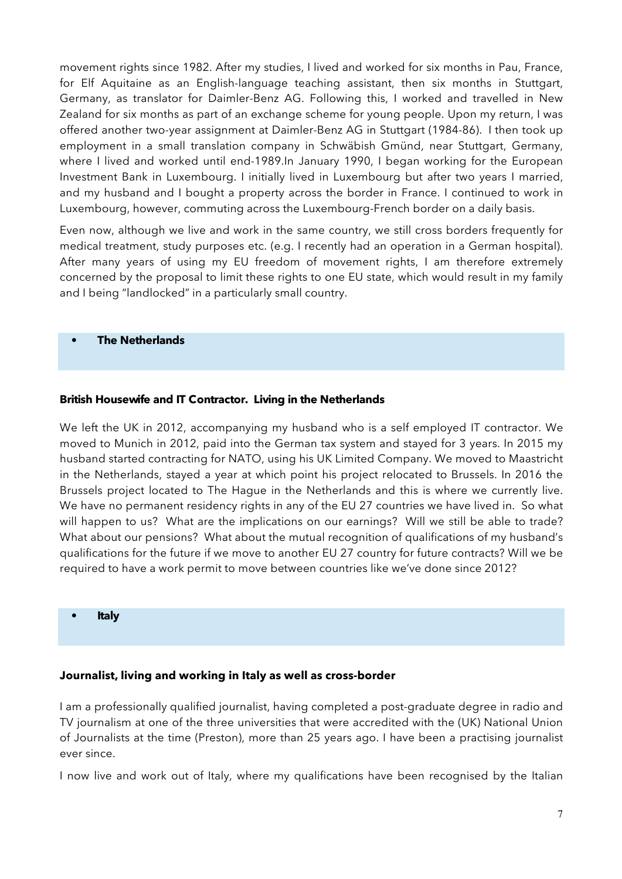movement rights since 1982. After my studies, I lived and worked for six months in Pau, France, for Elf Aquitaine as an English-language teaching assistant, then six months in Stuttgart, Germany, as translator for Daimler-Benz AG. Following this, I worked and travelled in New Zealand for six months as part of an exchange scheme for young people. Upon my return, I was offered another two-year assignment at Daimler-Benz AG in Stuttgart (1984-86). I then took up employment in a small translation company in Schwäbish Gmünd, near Stuttgart, Germany, where I lived and worked until end-1989.In January 1990, I began working for the European Investment Bank in Luxembourg. I initially lived in Luxembourg but after two years I married, and my husband and I bought a property across the border in France. I continued to work in Luxembourg, however, commuting across the Luxembourg-French border on a daily basis.

Even now, although we live and work in the same country, we still cross borders frequently for medical treatment, study purposes etc. (e.g. I recently had an operation in a German hospital). After many years of using my EU freedom of movement rights, I am therefore extremely concerned by the proposal to limit these rights to one EU state, which would result in my family and I being "landlocked" in a particularly small country.

- **The Netherlands**

**British Housewife and IT Contractor. Living in the Netherlands**

We left the UK in 2012, accompanying my husband who is a self employed IT contractor. We moved to Munich in 2012, paid into the German tax system and stayed for 3 years. In 2015 my husband started contracting for NATO, using his UK Limited Company. We moved to Maastricht in the Netherlands, stayed a year at which point his project relocated to Brussels. In 2016 the Brussels project located to The Hague in the Netherlands and this is where we currently live. We have no permanent residency rights in any of the EU 27 countries we have lived in. So what will happen to us? What are the implications on our earnings? Will we still be able to trade? What about our pensions? What about the mutual recognition of qualifications of my husband's qualifications for the future if we move to another EU 27 country for future contracts? Will we be required to have a work permit to move between countries like we've done since 2012?

- **Italy**

**Journalist, living and working in Italy as well as cross-border**

I am a professionally qualified journalist, having completed a post-graduate degree in radio and TV journalism at one of the three universities that were accredited with the (UK) National Union of Journalists at the time (Preston), more than 25 years ago. I have been a practising journalist ever since.

I now live and work out of Italy, where my qualifications have been recognised by the Italian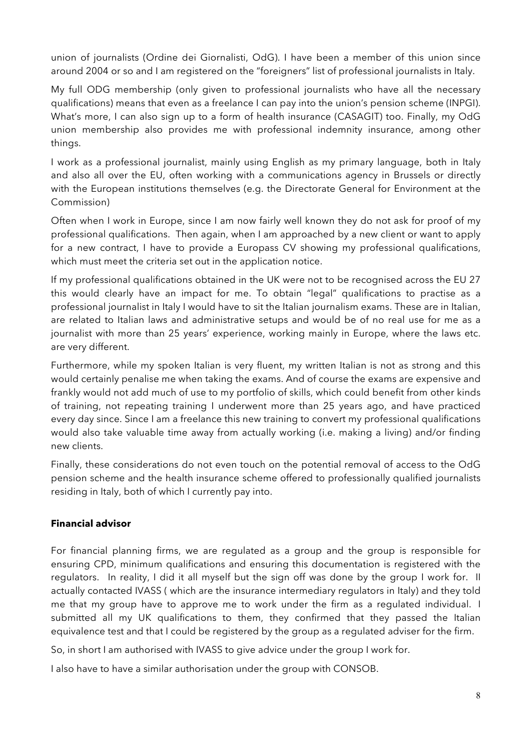union of journalists (Ordine dei Giornalisti, OdG). I have been a member of this union since around 2004 or so and I am registered on the "foreigners" list of professional journalists in Italy.

My full ODG membership (only given to professional journalists who have all the necessary qualifications) means that even as a freelance I can pay into the union's pension scheme (INPGI). What's more, I can also sign up to a form of health insurance (CASAGIT) too. Finally, my OdG union membership also provides me with professional indemnity insurance, among other things.

I work as a professional journalist, mainly using English as my primary language, both in Italy and also all over the EU, often working with a communications agency in Brussels or directly with the European institutions themselves (e.g. the Directorate General for Environment at the Commission)

Often when I work in Europe, since I am now fairly well known they do not ask for proof of my professional qualifications. Then again, when I am approached by a new client or want to apply for a new contract, I have to provide a Europass CV showing my professional qualifications, which must meet the criteria set out in the application notice.

If my professional qualifications obtained in the UK were not to be recognised across the EU 27 this would clearly have an impact for me. To obtain "legal" qualifications to practise as a professional journalist in Italy I would have to sit the Italian journalism exams. These are in Italian, are related to Italian laws and administrative setups and would be of no real use for me as a journalist with more than 25 years' experience, working mainly in Europe, where the laws etc. are very different.

Furthermore, while my spoken Italian is very fluent, my written Italian is not as strong and this would certainly penalise me when taking the exams. And of course the exams are expensive and frankly would not add much of use to my portfolio of skills, which could benefit from other kinds of training, not repeating training I underwent more than 25 years ago, and have practiced every day since. Since I am a freelance this new training to convert my professional qualifications would also take valuable time away from actually working (i.e. making a living) and/or finding new clients.

Finally, these considerations do not even touch on the potential removal of access to the OdG pension scheme and the health insurance scheme offered to professionally qualified journalists residing in Italy, both of which I currently pay into.

**Financial advisor**

For financial planning firms, we are regulated as a group and the group is responsible for ensuring CPD, minimum qualifications and ensuring this documentation is registered with the regulators. In reality, I did it all myself but the sign off was done by the group I work for. II actually contacted IVASS ( which are the insurance intermediary regulators in Italy) and they told me that my group have to approve me to work under the firm as a regulated individual. I submitted all my UK qualifications to them, they confirmed that they passed the Italian equivalence test and that I could be registered by the group as a regulated adviser for the firm.

So, in short I am authorised with IVASS to give advice under the group I work for.

I also have to have a similar authorisation under the group with CONSOB.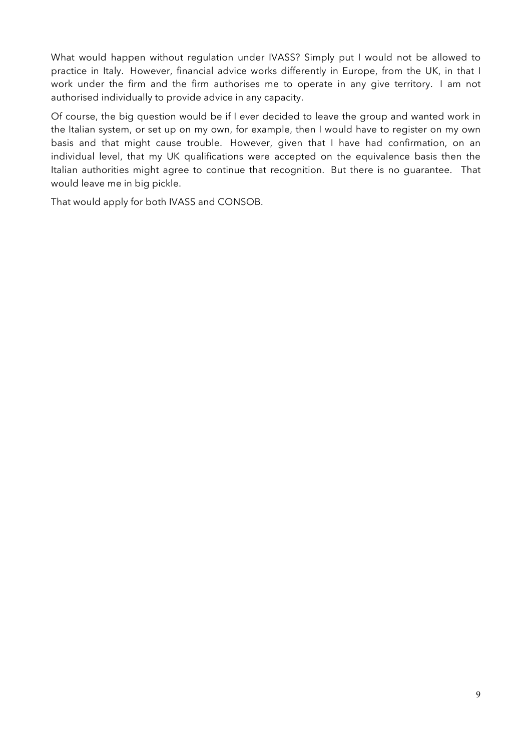What would happen without regulation under IVASS? Simply put I would not be allowed to practice in Italy. However, financial advice works differently in Europe, from the UK, in that I work under the firm and the firm authorises me to operate in any give territory. I am not authorised individually to provide advice in any capacity.

Of course, the big question would be if I ever decided to leave the group and wanted work in the Italian system, or set up on my own, for example, then I would have to register on my own basis and that might cause trouble. However, given that I have had confirmation, on an individual level, that my UK qualifications were accepted on the equivalence basis then the Italian authorities might agree to continue that recognition. But there is no guarantee. That would leave me in big pickle.

That would apply for both IVASS and CONSOB.